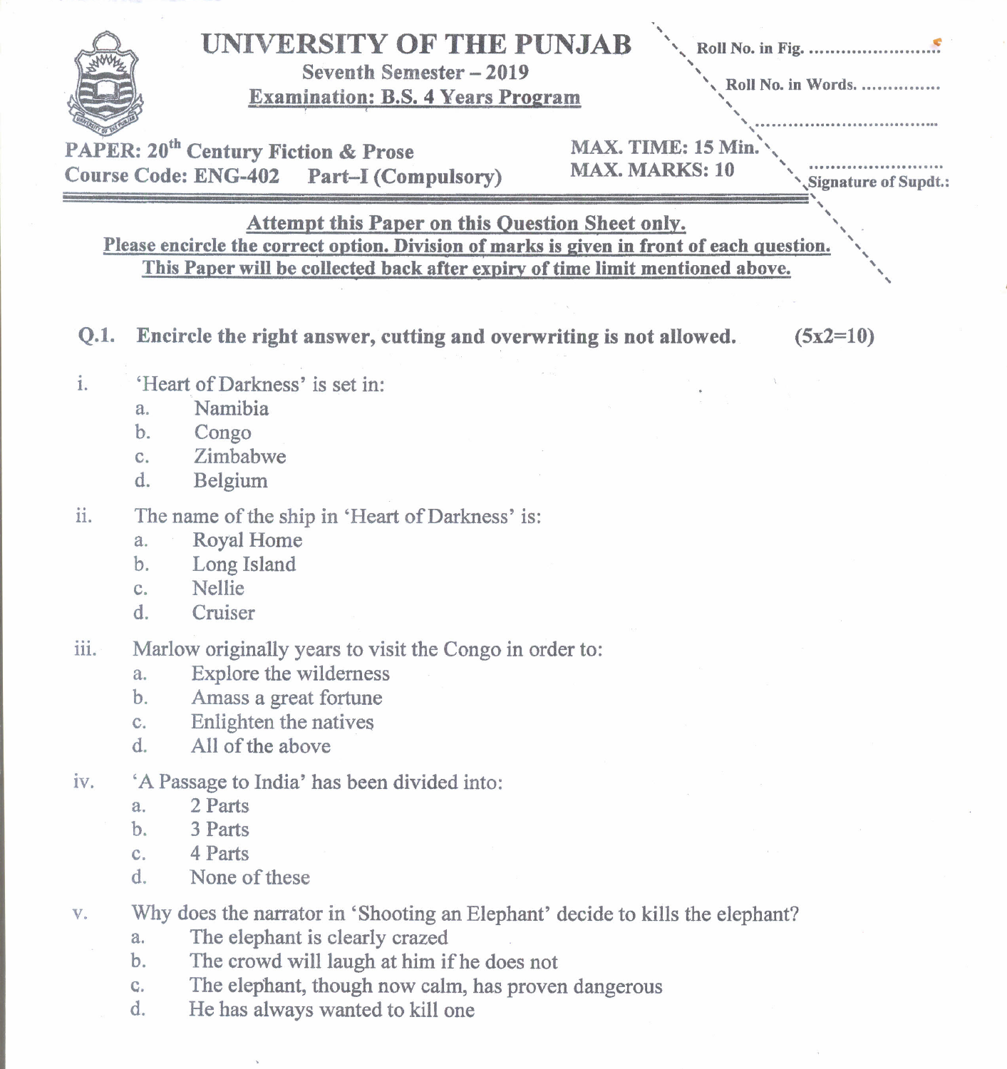# UNIVERSITY OF THE PUNJAB

Seventh Semester – 2019

**Examination: B.S. 4 Years Program**

Roll No. in Fig. ……………………

Roll No. in Words. ……………

………………………………

………………………
Signature of Supdt.:

**PAPER: 20th Century Fiction & Prose**
**Course Code: ENG-402 Part–I (Compulsory)**

**MAX. TIME: 15 Min.**
**MAX. MARKS: 10**

**Attempt this Paper on this Question Sheet only.**
**Please encircle the correct option. Division of marks is given in front of each question.**
**This Paper will be collected back after expiry of time limit mentioned above.**

**Q.1. Encircle the right answer, cutting and overwriting is not allowed. (5x2=10)**

i. 'Heart of Darkness' is set in:
- a. Namibia
- b. Congo
- c. Zimbabwe
- d. Belgium

ii. The name of the ship in 'Heart of Darkness' is:
- a. Royal Home
- b. Long Island
- c. Nellie
- d. Cruiser

iii. Marlow originally years to visit the Congo in order to:
- a. Explore the wilderness
- b. Amass a great fortune
- c. Enlighten the natives
- d. All of the above

iv. 'A Passage to India' has been divided into:
- a. 2 Parts
- b. 3 Parts
- c. 4 Parts
- d. None of these

v. Why does the narrator in 'Shooting an Elephant' decide to kills the elephant?
- a. The elephant is clearly crazed
- b. The crowd will laugh at him if he does not
- c. The elephant, though now calm, has proven dangerous
- d. He has always wanted to kill one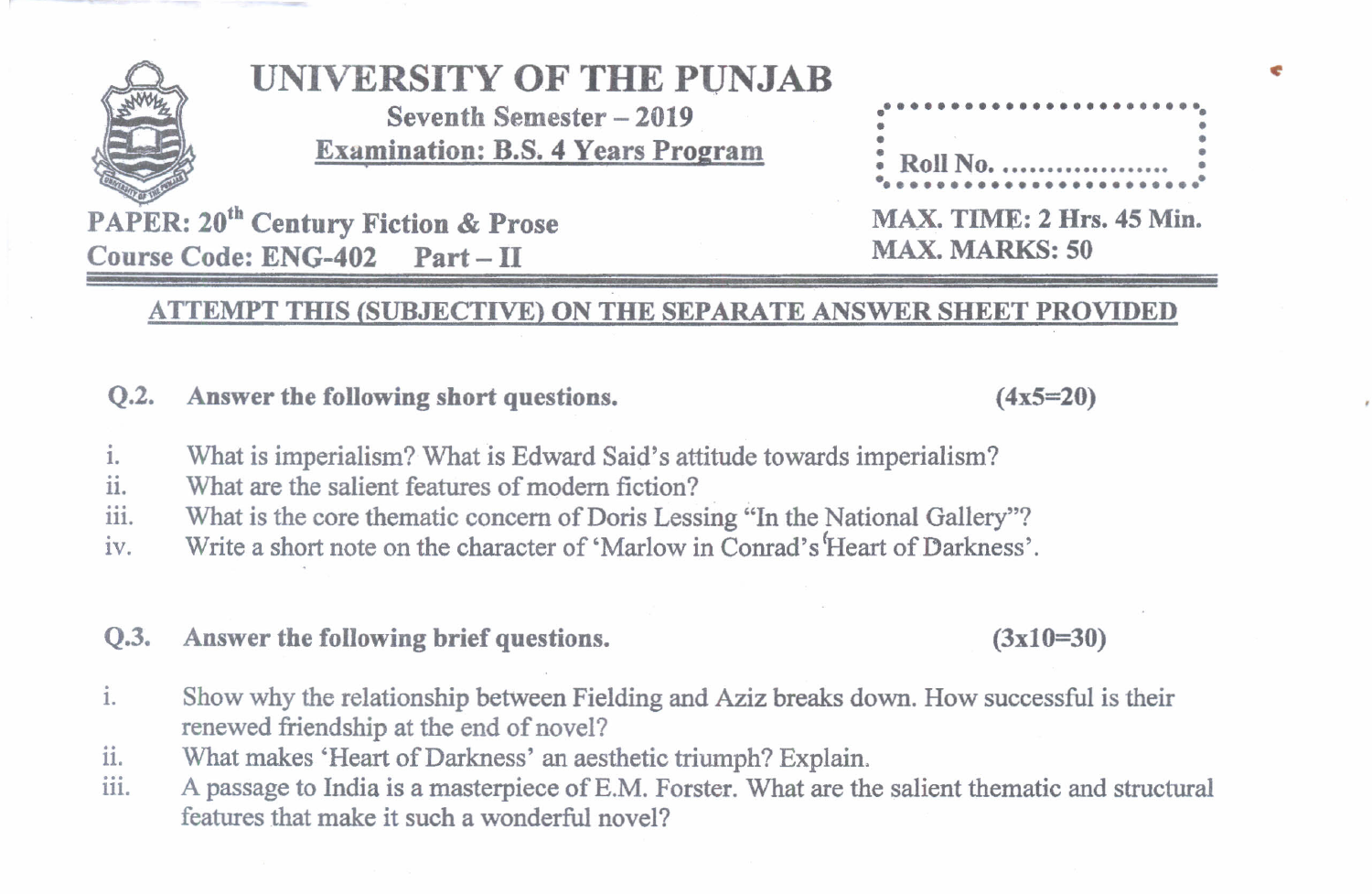# UNIVERSITY OF THE PUNJAB

**Seventh Semester – 2019**

**Examination: B.S. 4 Years Program**

**Roll No. ...................**

**PAPER: 20th Century Fiction & Prose**
**Course Code: ENG-402 Part – II**

**MAX. TIME: 2 Hrs. 45 Min.**
**MAX. MARKS: 50**

**ATTEMPT THIS (SUBJECTIVE) ON THE SEPARATE ANSWER SHEET PROVIDED**

**Q.2. Answer the following short questions. (4x5=20)**

i. What is imperialism? What is Edward Said's attitude towards imperialism?
ii. What are the salient features of modern fiction?
iii. What is the core thematic concern of Doris Lessing "In the National Gallery"?
iv. Write a short note on the character of 'Marlow in Conrad's Heart of Darkness'.

**Q.3. Answer the following brief questions. (3x10=30)**

i. Show why the relationship between Fielding and Aziz breaks down. How successful is their renewed friendship at the end of novel?
ii. What makes 'Heart of Darkness' an aesthetic triumph? Explain.
iii. A passage to India is a masterpiece of E.M. Forster. What are the salient thematic and structural features that make it such a wonderful novel?